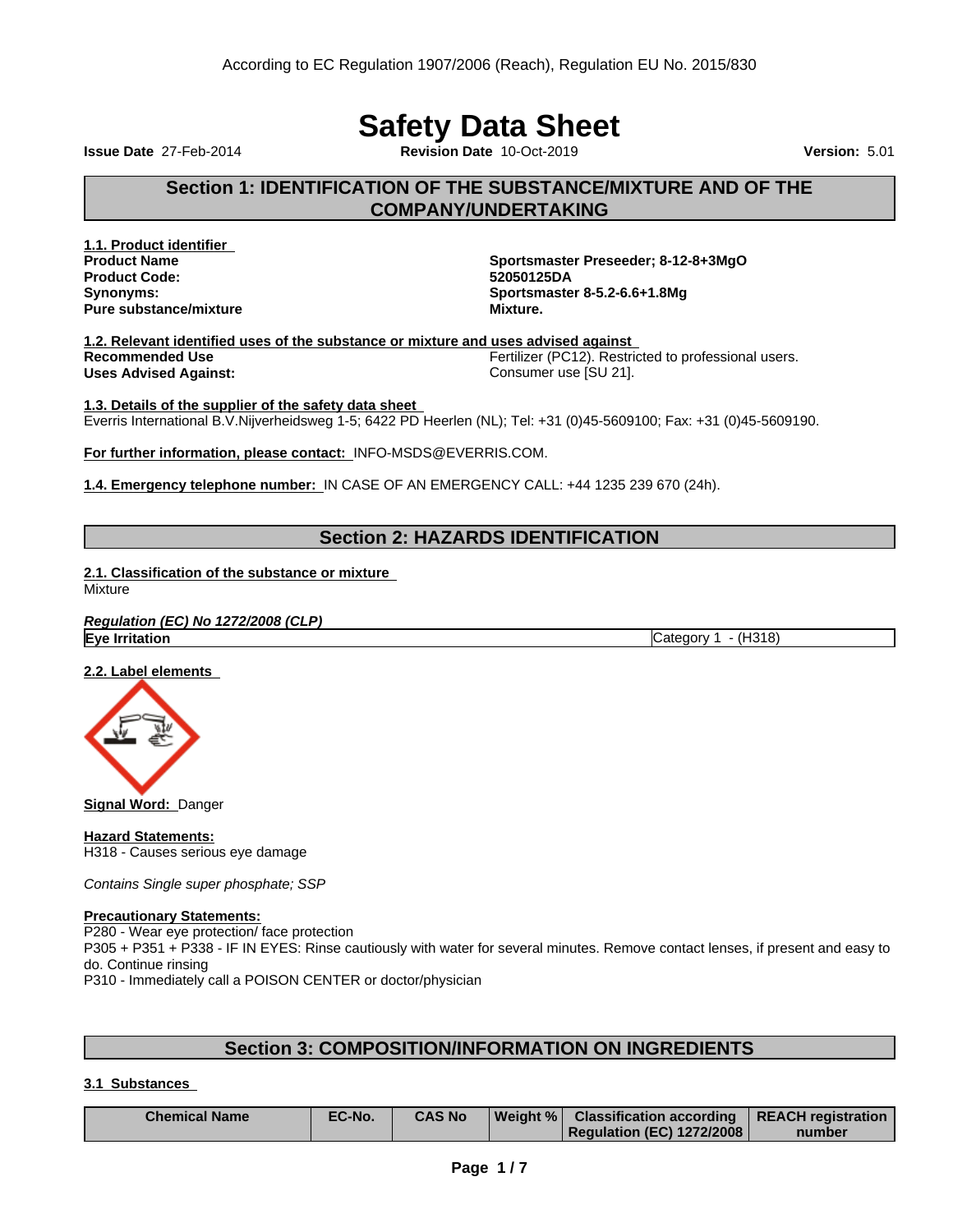According to EC Regulation 1907/2006 (Reach), Regulation EU No. 2015/830

# Safety Data Sheet

**Issue Date** 27-Feb-2014 **Revision Date** 10-Oct-2019 **Version:** 5.01

## Section 1: IDENTIFICATION OF THE SUBSTANCE/MIXTURE AND OF THE COMPANY/UNDERTAKING

**1.1. Product identifier**

| | |
|---|---|
| **Product Name** | **Sportsmaster Preseeder; 8-12-8+3MgO** |
| **Product Code:** | **52050125DA** |
| **Synonyms:** | **Sportsmaster 8-5.2-6.6+1.8Mg** |
| **Pure substance/mixture** | **Mixture.** |

**1.2. Relevant identified uses of the substance or mixture and uses advised against**

| | |
|---|---|
| **Recommended Use** | Fertilizer (PC12). Restricted to professional users. |
| **Uses Advised Against:** | Consumer use [SU 21]. |

**1.3. Details of the supplier of the safety data sheet**
Everris International B.V.Nijverheidsweg 1-5; 6422 PD Heerlen (NL); Tel: +31 (0)45-5609100; Fax: +31 (0)45-5609190.

**For further information, please contact:** INFO-MSDS@EVERRIS.COM.

**1.4. Emergency telephone number:** IN CASE OF AN EMERGENCY CALL: +44 1235 239 670 (24h).

## Section 2: HAZARDS IDENTIFICATION

**2.1. Classification of the substance or mixture**
Mixture

***Regulation (EC) No 1272/2008 (CLP)***

| | |
|---|---|
| **Eye Irritation** | Category 1 - (H318) |

**2.2. Label elements**

**Signal Word:** Danger

**Hazard Statements:**
H318 - Causes serious eye damage

*Contains Single super phosphate; SSP*

**Precautionary Statements:**
P280 - Wear eye protection/ face protection
P305 + P351 + P338 - IF IN EYES: Rinse cautiously with water for several minutes. Remove contact lenses, if present and easy to do. Continue rinsing
P310 - Immediately call a POISON CENTER or doctor/physician

## Section 3: COMPOSITION/INFORMATION ON INGREDIENTS

**3.1 Substances**

| Chemical Name | EC-No. | CAS No | Weight % | Classification according Regulation (EC) 1272/2008 | REACH registration number |
|---|---|---|---|---|---|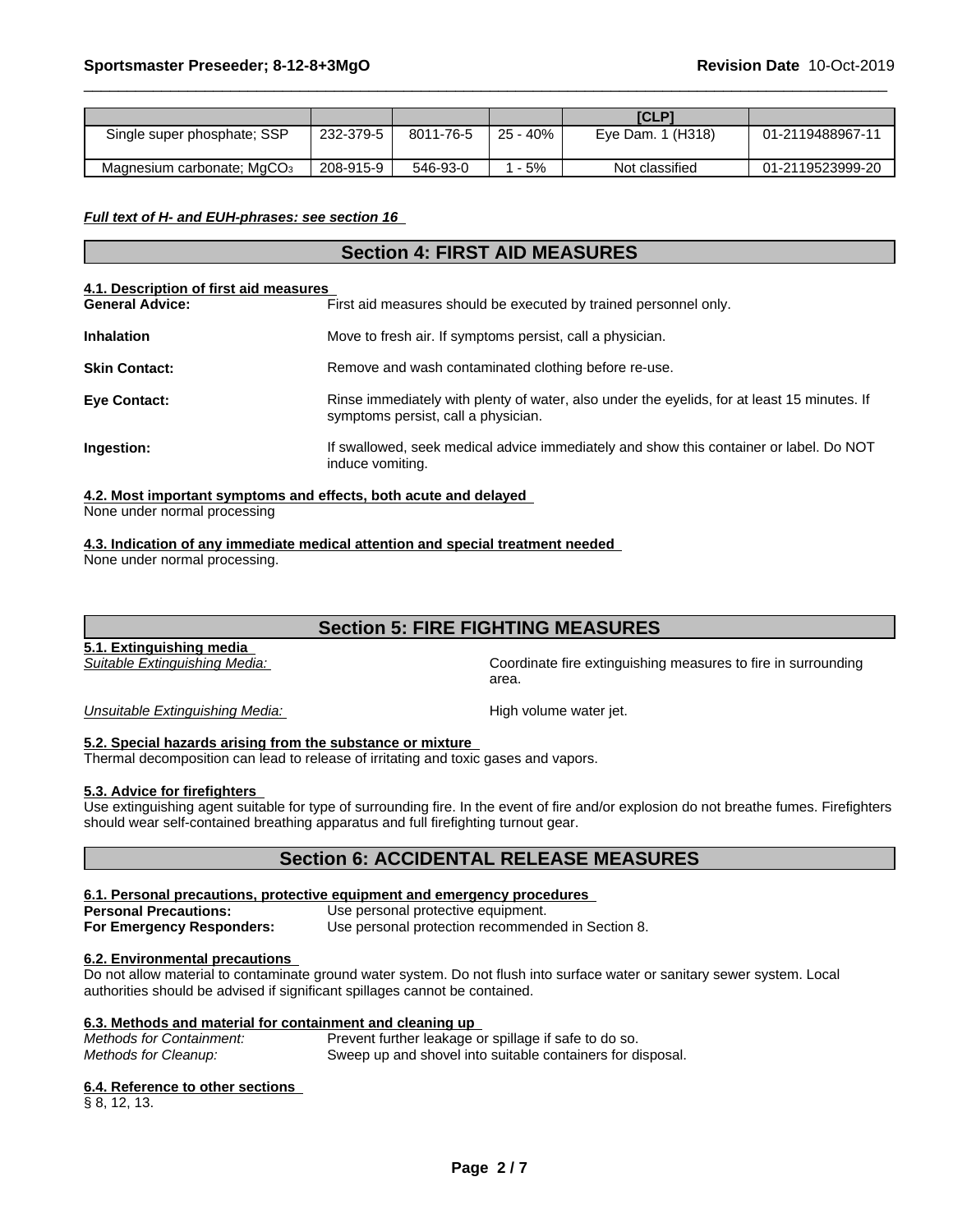|  |  |  |  | [CLP] |  |
| --- | --- | --- | --- | --- | --- |
| Single super phosphate; SSP | 232-379-5 | 8011-76-5 | 25 - 40% | Eye Dam. 1 (H318) | 01-2119488967-11 |
| Magnesium carbonate; $MgCO_3$ | 208-915-9 | 546-93-0 | 1 - 5% | Not classified | 01-2119523999-20 |

***Full text of H- and EUH-phrases: see section 16***

## Section 4: FIRST AID MEASURES

**4.1. Description of first aid measures**

**General Advice:** First aid measures should be executed by trained personnel only.

**Inhalation** Move to fresh air. If symptoms persist, call a physician.

**Skin Contact:** Remove and wash contaminated clothing before re-use.

**Eye Contact:** Rinse immediately with plenty of water, also under the eyelids, for at least 15 minutes. If symptoms persist, call a physician.

**Ingestion:** If swallowed, seek medical advice immediately and show this container or label. Do NOT induce vomiting.

**4.2. Most important symptoms and effects, both acute and delayed**

None under normal processing

**4.3. Indication of any immediate medical attention and special treatment needed**

None under normal processing.

## Section 5: FIRE FIGHTING MEASURES

**5.1. Extinguishing media**

*Suitable Extinguishing Media:* Coordinate fire extinguishing measures to fire in surrounding area.

*Unsuitable Extinguishing Media:* High volume water jet.

**5.2. Special hazards arising from the substance or mixture**

Thermal decomposition can lead to release of irritating and toxic gases and vapors.

**5.3. Advice for firefighters**

Use extinguishing agent suitable for type of surrounding fire. In the event of fire and/or explosion do not breathe fumes. Firefighters should wear self-contained breathing apparatus and full firefighting turnout gear.

## Section 6: ACCIDENTAL RELEASE MEASURES

**6.1. Personal precautions, protective equipment and emergency procedures**

**Personal Precautions:** Use personal protective equipment.
**For Emergency Responders:** Use personal protection recommended in Section 8.

**6.2. Environmental precautions**

Do not allow material to contaminate ground water system. Do not flush into surface water or sanitary sewer system. Local authorities should be advised if significant spillages cannot be contained.

**6.3. Methods and material for containment and cleaning up**

*Methods for Containment:* Prevent further leakage or spillage if safe to do so.
*Methods for Cleanup:* Sweep up and shovel into suitable containers for disposal.

**6.4. Reference to other sections**

§ 8, 12, 13.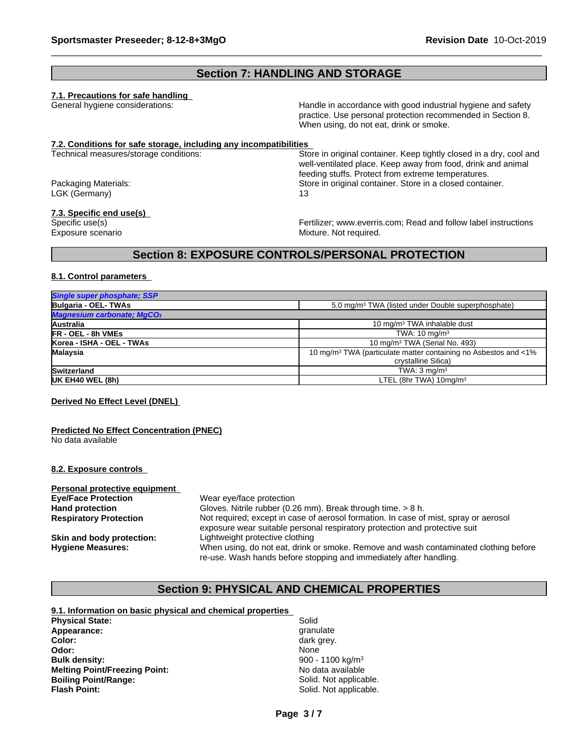## Section 7: HANDLING AND STORAGE

### 7.1. Precautions for safe handling

General hygiene considerations: Handle in accordance with good industrial hygiene and safety practice. Use personal protection recommended in Section 8. When using, do not eat, drink or smoke.

### 7.2. Conditions for safe storage, including any incompatibilities

Technical measures/storage conditions: Store in original container. Keep tightly closed in a dry, cool and well-ventilated place. Keep away from food, drink and animal feeding stuffs. Protect from extreme temperatures.

Packaging Materials: Store in original container. Store in a closed container.

LGK (Germany): 13

### 7.3. Specific end use(s)

Specific use(s): Fertilizer; www.everris.com; Read and follow label instructions

Exposure scenario: Mixture. Not required.

## Section 8: EXPOSURE CONTROLS/PERSONAL PROTECTION

### 8.1. Control parameters

| *Single super phosphate; SSP* | |
|---|---|
| **Bulgaria - OEL- TWAs** | 5.0 mg/m³ TWA (listed under Double superphosphate) |
| ***Magnesium carbonate; $MgCO_3$*** | |
| **Australia** | 10 mg/m³ TWA inhalable dust |
| **FR - OEL - 8h VMEs** | TWA: 10 mg/m³ |
| **Korea - ISHA - OEL - TWAs** | 10 mg/m³ TWA (Serial No. 493) |
| **Malaysia** | 10 mg/m³ TWA (particulate matter containing no Asbestos and <1% crystalline Silica) |
| **Switzerland** | TWA: 3 mg/m³ |
| **UK EH40 WEL (8h)** | LTEL (8hr TWA) 10mg/m³ |

**Derived No Effect Level (DNEL)**

**Predicted No Effect Concentration (PNEC)**

No data available

### 8.2. Exposure controls

**Personal protective equipment**

**Eye/Face Protection**: Wear eye/face protection

**Hand protection**: Gloves. Nitrile rubber (0.26 mm). Break through time. > 8 h.

**Respiratory Protection**: Not required; except in case of aerosol formation. In case of mist, spray or aerosol exposure wear suitable personal respiratory protection and protective suit

**Skin and body protection:** Lightweight protective clothing

**Hygiene Measures:** When using, do not eat, drink or smoke. Remove and wash contaminated clothing before re-use. Wash hands before stopping and immediately after handling.

## Section 9: PHYSICAL AND CHEMICAL PROPERTIES

### 9.1. Information on basic physical and chemical properties

**Physical State:** Solid
**Appearance:** granulate
**Color:** dark grey.
**Odor:** None
**Bulk density:** 900 - 1100 kg/m³
**Melting Point/Freezing Point:** No data available
**Boiling Point/Range:** Solid. Not applicable.
**Flash Point:** Solid. Not applicable.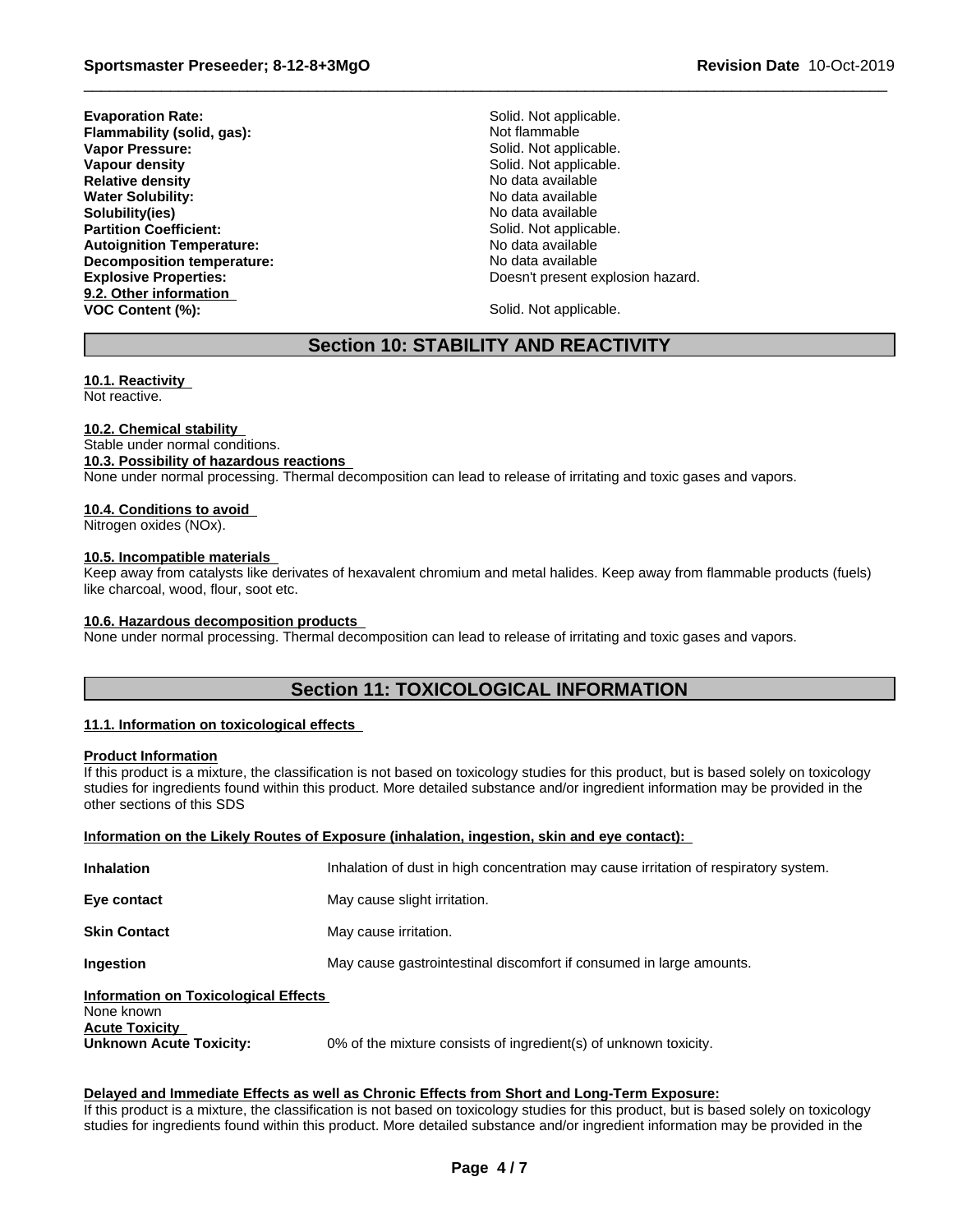| | |
|---|---|
| **Evaporation Rate:** | Solid. Not applicable. |
| **Flammability (solid, gas):** | Not flammable |
| **Vapor Pressure:** | Solid. Not applicable. |
| **Vapour density** | Solid. Not applicable. |
| **Relative density** | No data available |
| **Water Solubility:** | No data available |
| **Solubility(ies)** | No data available |
| **Partition Coefficient:** | Solid. Not applicable. |
| **Autoignition Temperature:** | No data available |
| **Decomposition temperature:** | No data available |
| **Explosive Properties:** | Doesn't present explosion hazard. |

**9.2. Other information**

| | |
|---|---|
| **VOC Content (%):** | Solid. Not applicable. |

## Section 10: STABILITY AND REACTIVITY

**10.1. Reactivity**

Not reactive.

**10.2. Chemical stability**

Stable under normal conditions.

**10.3. Possibility of hazardous reactions**

None under normal processing. Thermal decomposition can lead to release of irritating and toxic gases and vapors.

**10.4. Conditions to avoid**

Nitrogen oxides (NOx).

**10.5. Incompatible materials**

Keep away from catalysts like derivates of hexavalent chromium and metal halides. Keep away from flammable products (fuels) like charcoal, wood, flour, soot etc.

**10.6. Hazardous decomposition products**

None under normal processing. Thermal decomposition can lead to release of irritating and toxic gases and vapors.

## Section 11: TOXICOLOGICAL INFORMATION

**11.1. Information on toxicological effects**

**Product Information**

If this product is a mixture, the classification is not based on toxicology studies for this product, but is based solely on toxicology studies for ingredients found within this product. More detailed substance and/or ingredient information may be provided in the other sections of this SDS

**Information on the Likely Routes of Exposure (inhalation, ingestion, skin and eye contact):**

| | |
|---|---|
| **Inhalation** | Inhalation of dust in high concentration may cause irritation of respiratory system. |
| **Eye contact** | May cause slight irritation. |
| **Skin Contact** | May cause irritation. |
| **Ingestion** | May cause gastrointestinal discomfort if consumed in large amounts. |

**Information on Toxicological Effects**

None known

**Acute Toxicity**

**Unknown Acute Toxicity:** 0% of the mixture consists of ingredient(s) of unknown toxicity.

**Delayed and Immediate Effects as well as Chronic Effects from Short and Long-Term Exposure:**

If this product is a mixture, the classification is not based on toxicology studies for this product, but is based solely on toxicology studies for ingredients found within this product. More detailed substance and/or ingredient information may be provided in the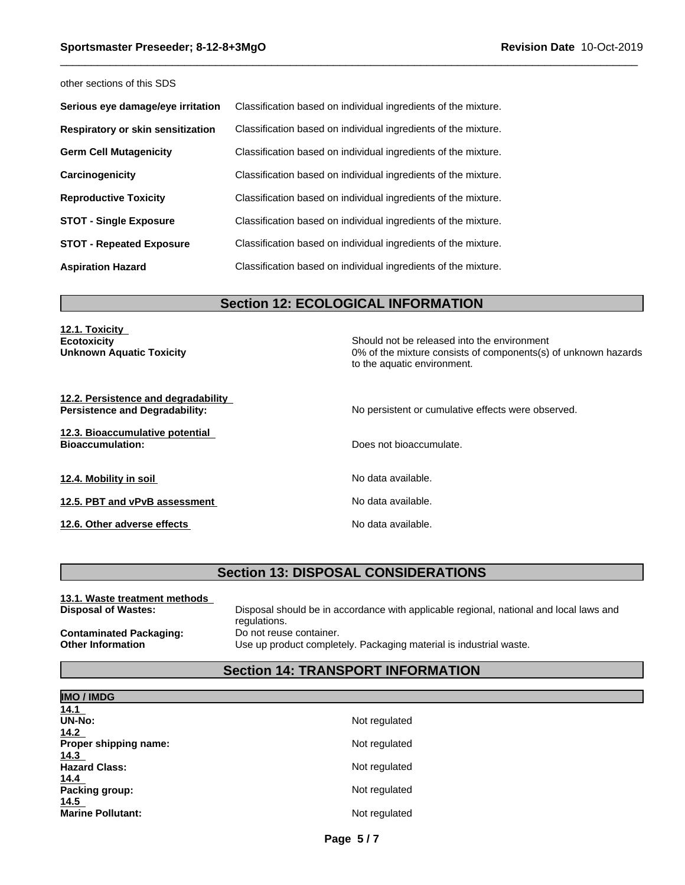other sections of this SDS

| | |
|---|---|
| **Serious eye damage/eye irritation** | Classification based on individual ingredients of the mixture. |
| **Respiratory or skin sensitization** | Classification based on individual ingredients of the mixture. |
| **Germ Cell Mutagenicity** | Classification based on individual ingredients of the mixture. |
| **Carcinogenicity** | Classification based on individual ingredients of the mixture. |
| **Reproductive Toxicity** | Classification based on individual ingredients of the mixture. |
| **STOT - Single Exposure** | Classification based on individual ingredients of the mixture. |
| **STOT - Repeated Exposure** | Classification based on individual ingredients of the mixture. |
| **Aspiration Hazard** | Classification based on individual ingredients of the mixture. |

## Section 12: ECOLOGICAL INFORMATION

**12.1. Toxicity**

**Ecotoxicity** — Should not be released into the environment

**Unknown Aquatic Toxicity** — 0% of the mixture consists of components(s) of unknown hazards to the aquatic environment.

**12.2. Persistence and degradability**

**Persistence and Degradability:** — No persistent or cumulative effects were observed.

**12.3. Bioaccumulative potential**

**Bioaccumulation:** — Does not bioaccumulate.

**12.4. Mobility in soil** — No data available.

**12.5. PBT and vPvB assessment** — No data available.

**12.6. Other adverse effects** — No data available.

## Section 13: DISPOSAL CONSIDERATIONS

**13.1. Waste treatment methods**

**Disposal of Wastes:** — Disposal should be in accordance with applicable regional, national and local laws and regulations.

**Contaminated Packaging:** — Do not reuse container.

**Other Information** — Use up product completely. Packaging material is industrial waste.

## Section 14: TRANSPORT INFORMATION

**IMO / IMDG**

| | |
|---|---|
| **14.1** UN-No: | Not regulated |
| **14.2** Proper shipping name: | Not regulated |
| **14.3** Hazard Class: | Not regulated |
| **14.4** Packing group: | Not regulated |
| **14.5** Marine Pollutant: | Not regulated |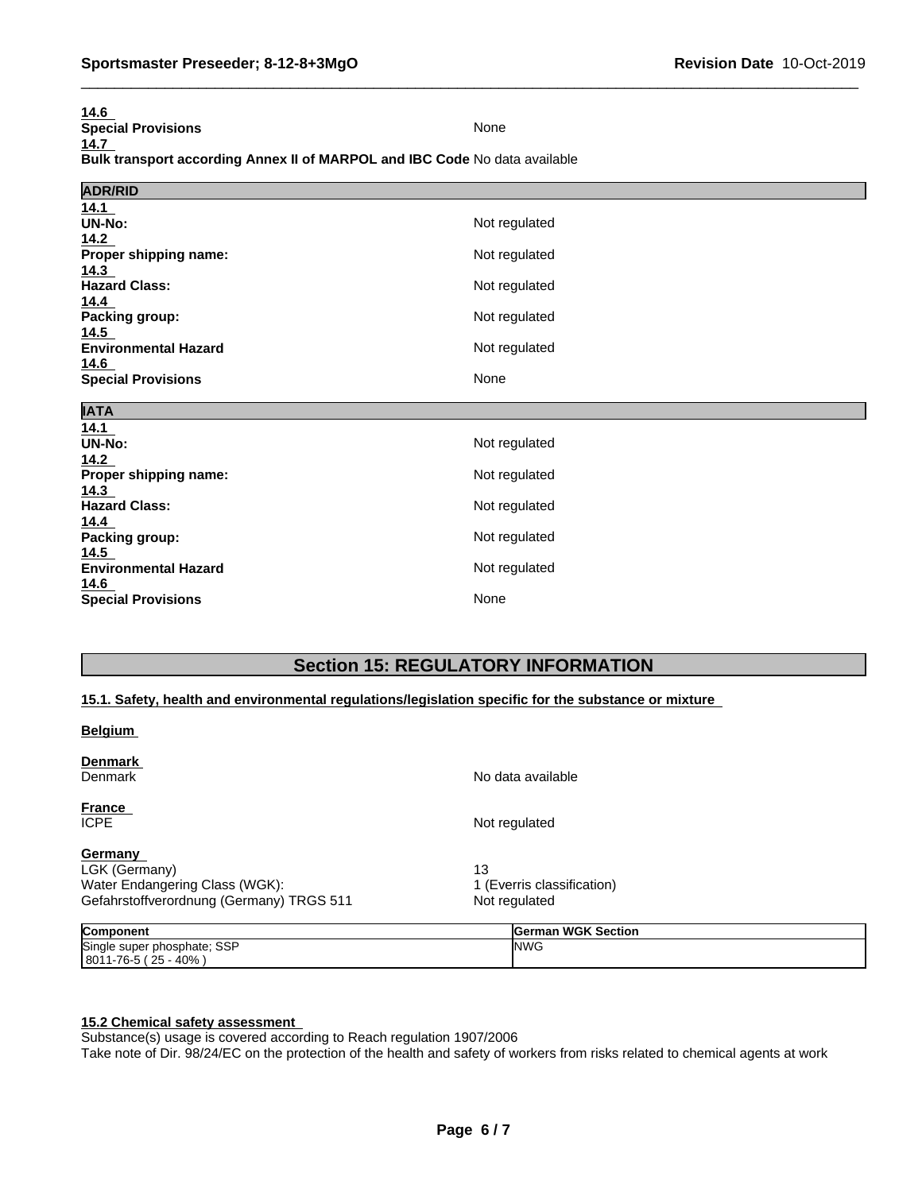**14.6**
**Special Provisions** None
**14.7**
**Bulk transport according Annex II of MARPOL and IBC Code** No data available

**ADR/RID**

| | |
|---|---|
| **14.1** **UN-No:** | Not regulated |
| **14.2** **Proper shipping name:** | Not regulated |
| **14.3** **Hazard Class:** | Not regulated |
| **14.4** **Packing group:** | Not regulated |
| **14.5** **Environmental Hazard** | Not regulated |
| **14.6** **Special Provisions** | None |

**IATA**

| | |
|---|---|
| **14.1** **UN-No:** | Not regulated |
| **14.2** **Proper shipping name:** | Not regulated |
| **14.3** **Hazard Class:** | Not regulated |
| **14.4** **Packing group:** | Not regulated |
| **14.5** **Environmental Hazard** | Not regulated |
| **14.6** **Special Provisions** | None |

## Section 15: REGULATORY INFORMATION

**15.1. Safety, health and environmental regulations/legislation specific for the substance or mixture**

**Belgium**

**Denmark**
Denmark No data available

**France**
ICPE Not regulated

**Germany**
LGK (Germany) 13
Water Endangering Class (WGK): 1 (Everris classification)
Gefahrstoffverordnung (Germany) TRGS 511 Not regulated

| Component | German WGK Section |
|---|---|
| Single super phosphate; SSP<br>8011-76-5 ( 25 - 40% ) | NWG |

**15.2 Chemical safety assessment**
Substance(s) usage is covered according to Reach regulation 1907/2006
Take note of Dir. 98/24/EC on the protection of the health and safety of workers from risks related to chemical agents at work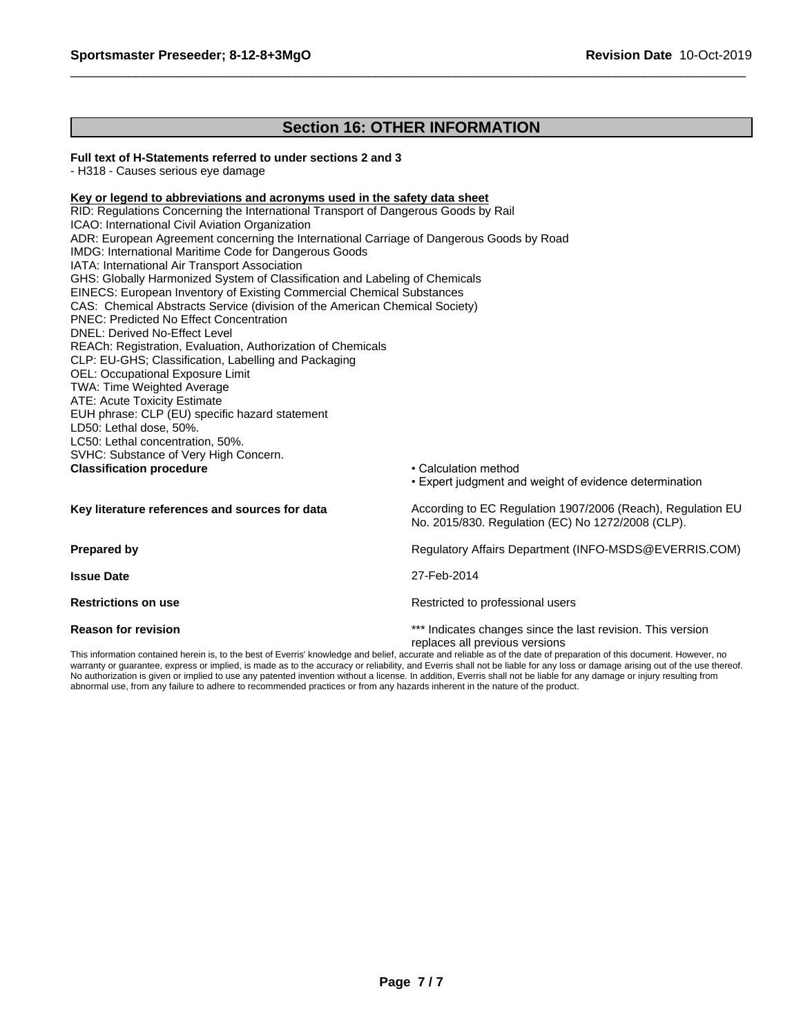## Section 16: OTHER INFORMATION

**Full text of H-Statements referred to under sections 2 and 3**

- H318 - Causes serious eye damage

**Key or legend to abbreviations and acronyms used in the safety data sheet**

RID: Regulations Concerning the International Transport of Dangerous Goods by Rail
ICAO: International Civil Aviation Organization
ADR: European Agreement concerning the International Carriage of Dangerous Goods by Road
IMDG: International Maritime Code for Dangerous Goods
IATA: International Air Transport Association
GHS: Globally Harmonized System of Classification and Labeling of Chemicals
EINECS: European Inventory of Existing Commercial Chemical Substances
CAS: Chemical Abstracts Service (division of the American Chemical Society)
PNEC: Predicted No Effect Concentration
DNEL: Derived No-Effect Level
REACh: Registration, Evaluation, Authorization of Chemicals
CLP: EU-GHS; Classification, Labelling and Packaging
OEL: Occupational Exposure Limit
TWA: Time Weighted Average
ATE: Acute Toxicity Estimate
EUH phrase: CLP (EU) specific hazard statement
LD50: Lethal dose, 50%.
LC50: Lethal concentration, 50%.
SVHC: Substance of Very High Concern.

| | |
|---|---|
| **Classification procedure** | • Calculation method<br>• Expert judgment and weight of evidence determination |
| **Key literature references and sources for data** | According to EC Regulation 1907/2006 (Reach), Regulation EU No. 2015/830. Regulation (EC) No 1272/2008 (CLP). |
| **Prepared by** | Regulatory Affairs Department (INFO-MSDS@EVERRIS.COM) |
| **Issue Date** | 27-Feb-2014 |
| **Restrictions on use** | Restricted to professional users |
| **Reason for revision** | *** Indicates changes since the last revision. This version replaces all previous versions |

This information contained herein is, to the best of Everris' knowledge and belief, accurate and reliable as of the date of preparation of this document. However, no warranty or guarantee, express or implied, is made as to the accuracy or reliability, and Everris shall not be liable for any loss or damage arising out of the use thereof. No authorization is given or implied to use any patented invention without a license. In addition, Everris shall not be liable for any damage or injury resulting from abnormal use, from any failure to adhere to recommended practices or from any hazards inherent in the nature of the product.